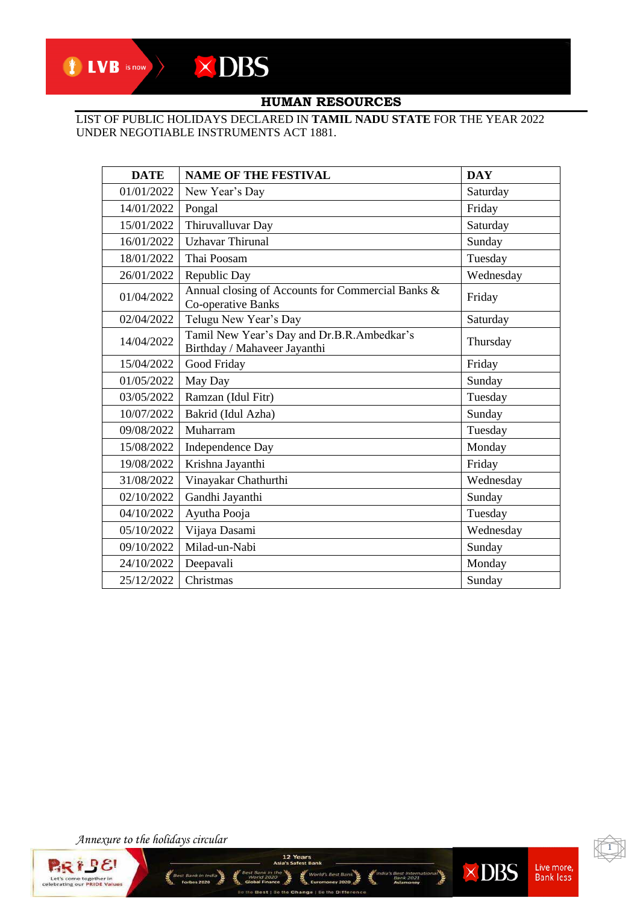## HUMAN RESOURCES

LIST OF PUBLIC HOLIDAYS DECLARED IN **TAMIL NADU STATE** FOR THE YEAR 2022 UNDER NEGOTIABLE INSTRUMENTS ACT 1881.

| DATE | NAME OF THE FESTIVAL | DAY |
|---|---|---|
| 01/01/2022 | New Year's Day | Saturday |
| 14/01/2022 | Pongal | Friday |
| 15/01/2022 | Thiruvalluvar Day | Saturday |
| 16/01/2022 | Uzhavar Thirunal | Sunday |
| 18/01/2022 | Thai Poosam | Tuesday |
| 26/01/2022 | Republic Day | Wednesday |
| 01/04/2022 | Annual closing of Accounts for Commercial Banks & Co-operative Banks | Friday |
| 02/04/2022 | Telugu New Year's Day | Saturday |
| 14/04/2022 | Tamil New Year's Day and Dr.B.R.Ambedkar's Birthday / Mahaveer Jayanthi | Thursday |
| 15/04/2022 | Good Friday | Friday |
| 01/05/2022 | May Day | Sunday |
| 03/05/2022 | Ramzan (Idul Fitr) | Tuesday |
| 10/07/2022 | Bakrid (Idul Azha) | Sunday |
| 09/08/2022 | Muharram | Tuesday |
| 15/08/2022 | Independence Day | Monday |
| 19/08/2022 | Krishna Jayanthi | Friday |
| 31/08/2022 | Vinayakar Chathurthi | Wednesday |
| 02/10/2022 | Gandhi Jayanthi | Sunday |
| 04/10/2022 | Ayutha Pooja | Tuesday |
| 05/10/2022 | Vijaya Dasami | Wednesday |
| 09/10/2022 | Milad-un-Nabi | Sunday |
| 24/10/2022 | Deepavali | Monday |
| 25/12/2022 | Christmas | Sunday |

*Annexure to the holidays circular*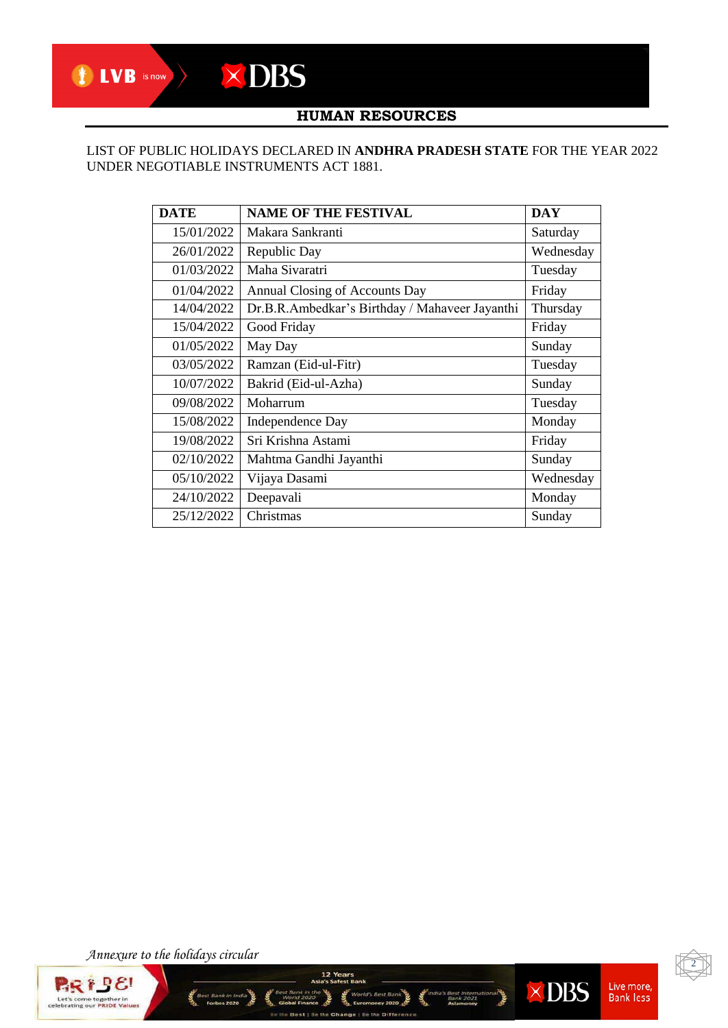## HUMAN RESOURCES

LIST OF PUBLIC HOLIDAYS DECLARED IN **ANDHRA PRADESH STATE** FOR THE YEAR 2022 UNDER NEGOTIABLE INSTRUMENTS ACT 1881.

| DATE | NAME OF THE FESTIVAL | DAY |
|---|---|---|
| 15/01/2022 | Makara Sankranti | Saturday |
| 26/01/2022 | Republic Day | Wednesday |
| 01/03/2022 | Maha Sivaratri | Tuesday |
| 01/04/2022 | Annual Closing of Accounts Day | Friday |
| 14/04/2022 | Dr.B.R.Ambedkar's Birthday / Mahaveer Jayanthi | Thursday |
| 15/04/2022 | Good Friday | Friday |
| 01/05/2022 | May Day | Sunday |
| 03/05/2022 | Ramzan (Eid-ul-Fitr) | Tuesday |
| 10/07/2022 | Bakrid (Eid-ul-Azha) | Sunday |
| 09/08/2022 | Moharrum | Tuesday |
| 15/08/2022 | Independence Day | Monday |
| 19/08/2022 | Sri Krishna Astami | Friday |
| 02/10/2022 | Mahtma Gandhi Jayanthi | Sunday |
| 05/10/2022 | Vijaya Dasami | Wednesday |
| 24/10/2022 | Deepavali | Monday |
| 25/12/2022 | Christmas | Sunday |

*Annexure to the holidays circular*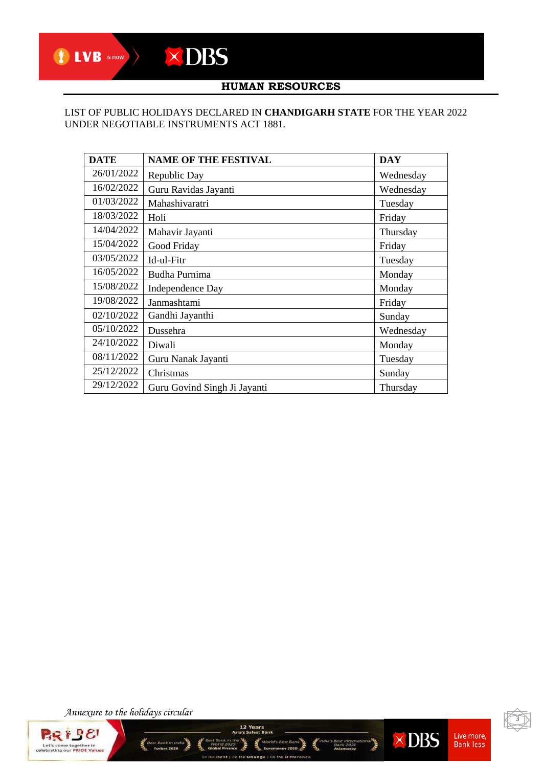## HUMAN RESOURCES

LIST OF PUBLIC HOLIDAYS DECLARED IN **CHANDIGARH STATE** FOR THE YEAR 2022 UNDER NEGOTIABLE INSTRUMENTS ACT 1881.

| DATE | NAME OF THE FESTIVAL | DAY |
|---|---|---|
| 26/01/2022 | Republic Day | Wednesday |
| 16/02/2022 | Guru Ravidas Jayanti | Wednesday |
| 01/03/2022 | Mahashivaratri | Tuesday |
| 18/03/2022 | Holi | Friday |
| 14/04/2022 | Mahavir Jayanti | Thursday |
| 15/04/2022 | Good Friday | Friday |
| 03/05/2022 | Id-ul-Fitr | Tuesday |
| 16/05/2022 | Budha Purnima | Monday |
| 15/08/2022 | Independence Day | Monday |
| 19/08/2022 | Janmashtami | Friday |
| 02/10/2022 | Gandhi Jayanthi | Sunday |
| 05/10/2022 | Dussehra | Wednesday |
| 24/10/2022 | Diwali | Monday |
| 08/11/2022 | Guru Nanak Jayanti | Tuesday |
| 25/12/2022 | Christmas | Sunday |
| 29/12/2022 | Guru Govind Singh Ji Jayanti | Thursday |

*Annexure to the holidays circular*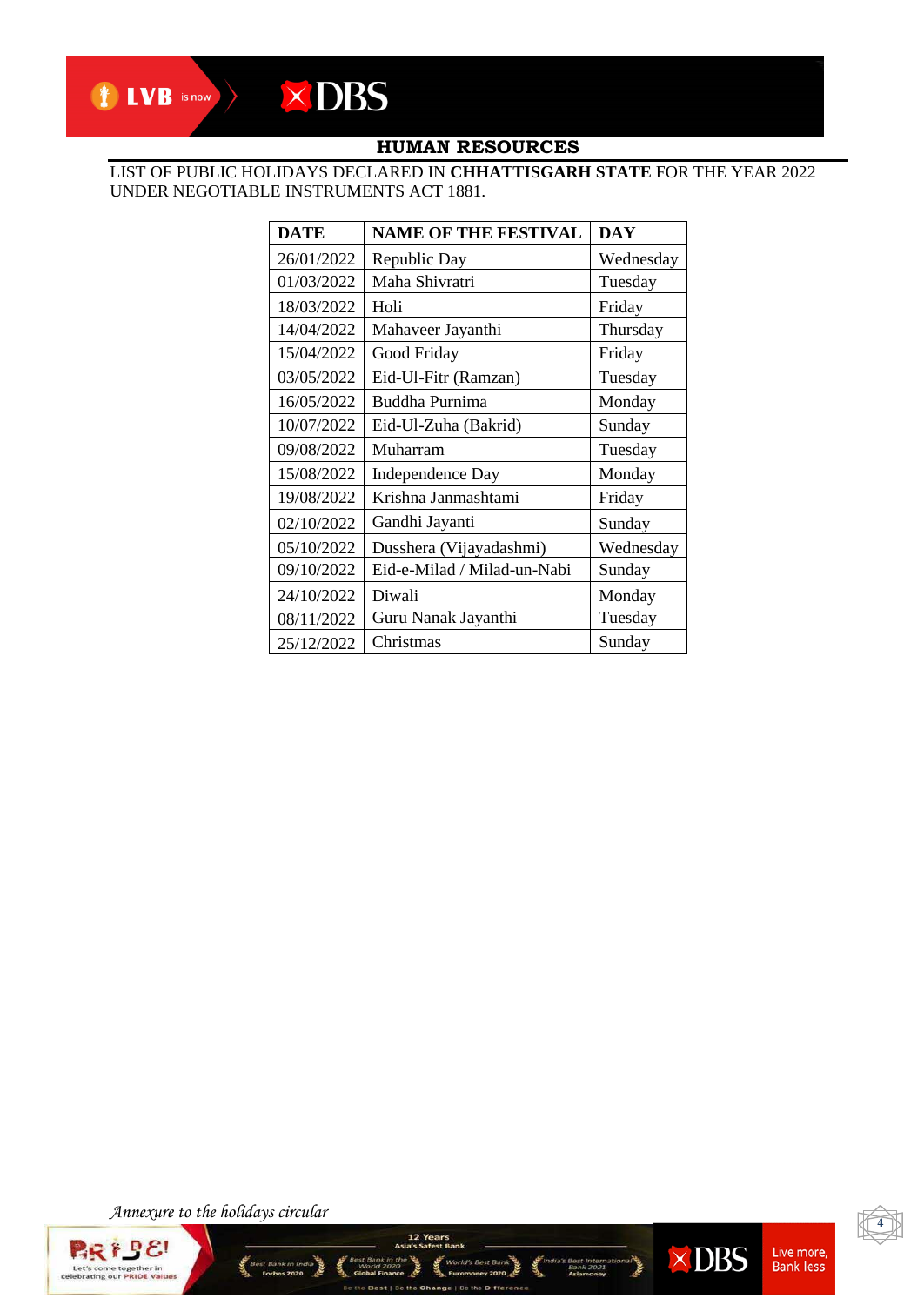## HUMAN RESOURCES

LIST OF PUBLIC HOLIDAYS DECLARED IN **CHHATTISGARH STATE** FOR THE YEAR 2022 UNDER NEGOTIABLE INSTRUMENTS ACT 1881.

| DATE | NAME OF THE FESTIVAL | DAY |
|---|---|---|
| 26/01/2022 | Republic Day | Wednesday |
| 01/03/2022 | Maha Shivratri | Tuesday |
| 18/03/2022 | Holi | Friday |
| 14/04/2022 | Mahaveer Jayanthi | Thursday |
| 15/04/2022 | Good Friday | Friday |
| 03/05/2022 | Eid-Ul-Fitr (Ramzan) | Tuesday |
| 16/05/2022 | Buddha Purnima | Monday |
| 10/07/2022 | Eid-Ul-Zuha (Bakrid) | Sunday |
| 09/08/2022 | Muharram | Tuesday |
| 15/08/2022 | Independence Day | Monday |
| 19/08/2022 | Krishna Janmashtami | Friday |
| 02/10/2022 | Gandhi Jayanti | Sunday |
| 05/10/2022 | Dusshera (Vijayadashmi) | Wednesday |
| 09/10/2022 | Eid-e-Milad / Milad-un-Nabi | Sunday |
| 24/10/2022 | Diwali | Monday |
| 08/11/2022 | Guru Nanak Jayanthi | Tuesday |
| 25/12/2022 | Christmas | Sunday |

*Annexure to the holidays circular*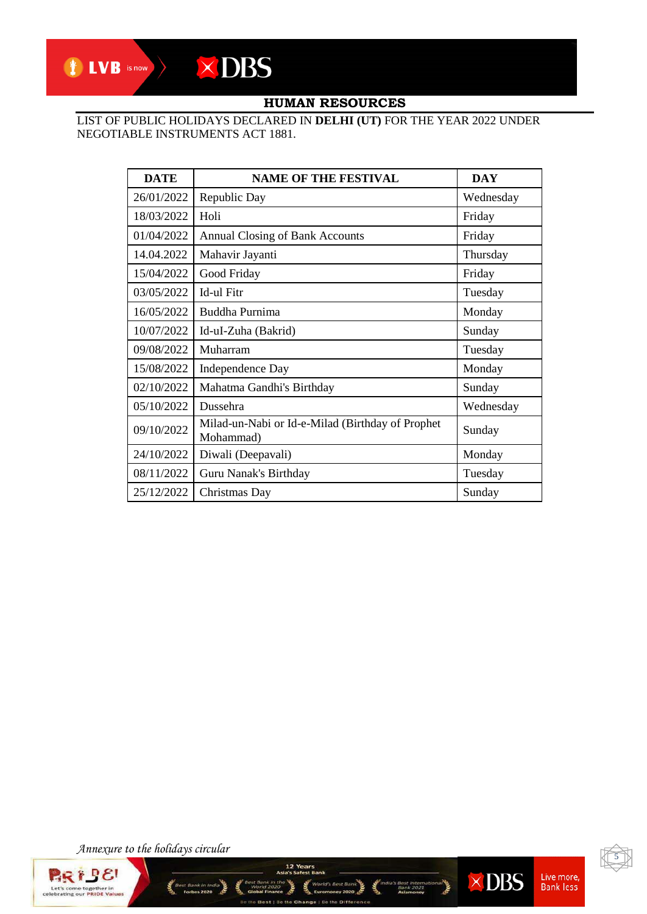## HUMAN RESOURCES

LIST OF PUBLIC HOLIDAYS DECLARED IN **DELHI (UT)** FOR THE YEAR 2022 UNDER NEGOTIABLE INSTRUMENTS ACT 1881.

| DATE | NAME OF THE FESTIVAL | DAY |
|---|---|---|
| 26/01/2022 | Republic Day | Wednesday |
| 18/03/2022 | Holi | Friday |
| 01/04/2022 | Annual Closing of Bank Accounts | Friday |
| 14.04.2022 | Mahavir Jayanti | Thursday |
| 15/04/2022 | Good Friday | Friday |
| 03/05/2022 | Id-ul Fitr | Tuesday |
| 16/05/2022 | Buddha Purnima | Monday |
| 10/07/2022 | Id-uI-Zuha (Bakrid) | Sunday |
| 09/08/2022 | Muharram | Tuesday |
| 15/08/2022 | Independence Day | Monday |
| 02/10/2022 | Mahatma Gandhi's Birthday | Sunday |
| 05/10/2022 | Dussehra | Wednesday |
| 09/10/2022 | Milad-un-Nabi or Id-e-Milad (Birthday of Prophet Mohammad) | Sunday |
| 24/10/2022 | Diwali (Deepavali) | Monday |
| 08/11/2022 | Guru Nanak's Birthday | Tuesday |
| 25/12/2022 | Christmas Day | Sunday |

*Annexure to the holidays circular*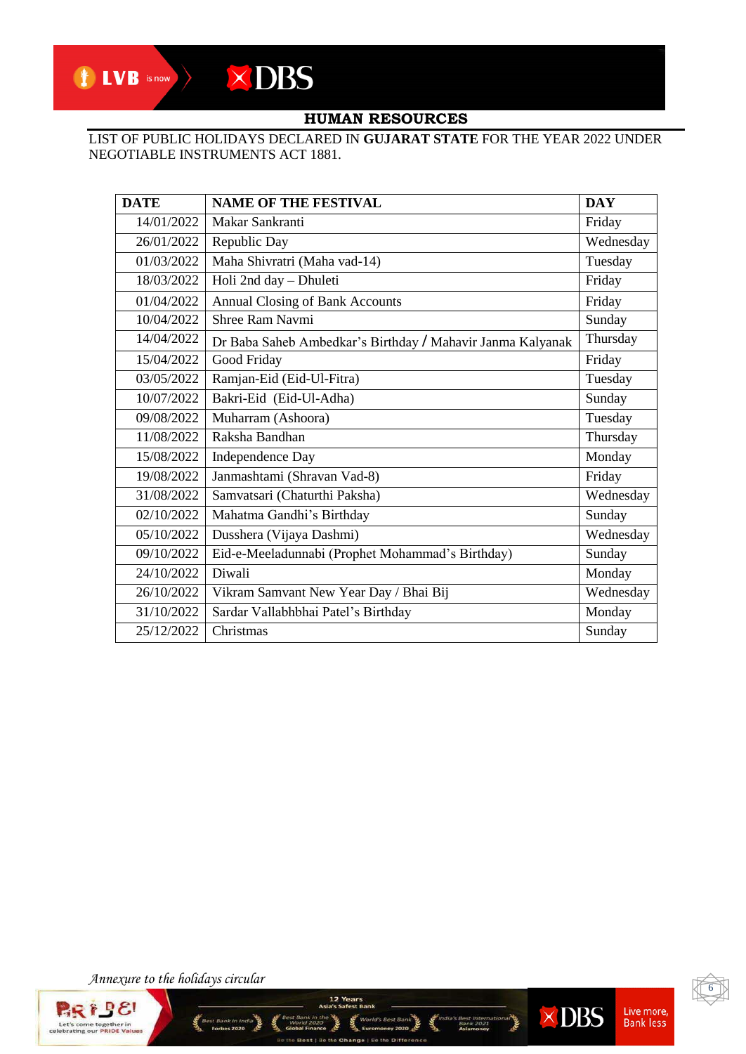## HUMAN RESOURCES

LIST OF PUBLIC HOLIDAYS DECLARED IN **GUJARAT STATE** FOR THE YEAR 2022 UNDER NEGOTIABLE INSTRUMENTS ACT 1881.

| DATE | NAME OF THE FESTIVAL | DAY |
|---|---|---|
| 14/01/2022 | Makar Sankranti | Friday |
| 26/01/2022 | Republic Day | Wednesday |
| 01/03/2022 | Maha Shivratri (Maha vad-14) | Tuesday |
| 18/03/2022 | Holi 2nd day – Dhuleti | Friday |
| 01/04/2022 | Annual Closing of Bank Accounts | Friday |
| 10/04/2022 | Shree Ram Navmi | Sunday |
| 14/04/2022 | Dr Baba Saheb Ambedkar's Birthday / Mahavir Janma Kalyanak | Thursday |
| 15/04/2022 | Good Friday | Friday |
| 03/05/2022 | Ramjan-Eid (Eid-Ul-Fitra) | Tuesday |
| 10/07/2022 | Bakri-Eid (Eid-Ul-Adha) | Sunday |
| 09/08/2022 | Muharram (Ashoora) | Tuesday |
| 11/08/2022 | Raksha Bandhan | Thursday |
| 15/08/2022 | Independence Day | Monday |
| 19/08/2022 | Janmashtami (Shravan Vad-8) | Friday |
| 31/08/2022 | Samvatsari (Chaturthi Paksha) | Wednesday |
| 02/10/2022 | Mahatma Gandhi's Birthday | Sunday |
| 05/10/2022 | Dusshera (Vijaya Dashmi) | Wednesday |
| 09/10/2022 | Eid-e-Meeladunnabi (Prophet Mohammad's Birthday) | Sunday |
| 24/10/2022 | Diwali | Monday |
| 26/10/2022 | Vikram Samvant New Year Day / Bhai Bij | Wednesday |
| 31/10/2022 | Sardar Vallabhbhai Patel's Birthday | Monday |
| 25/12/2022 | Christmas | Sunday |

*Annexure to the holidays circular*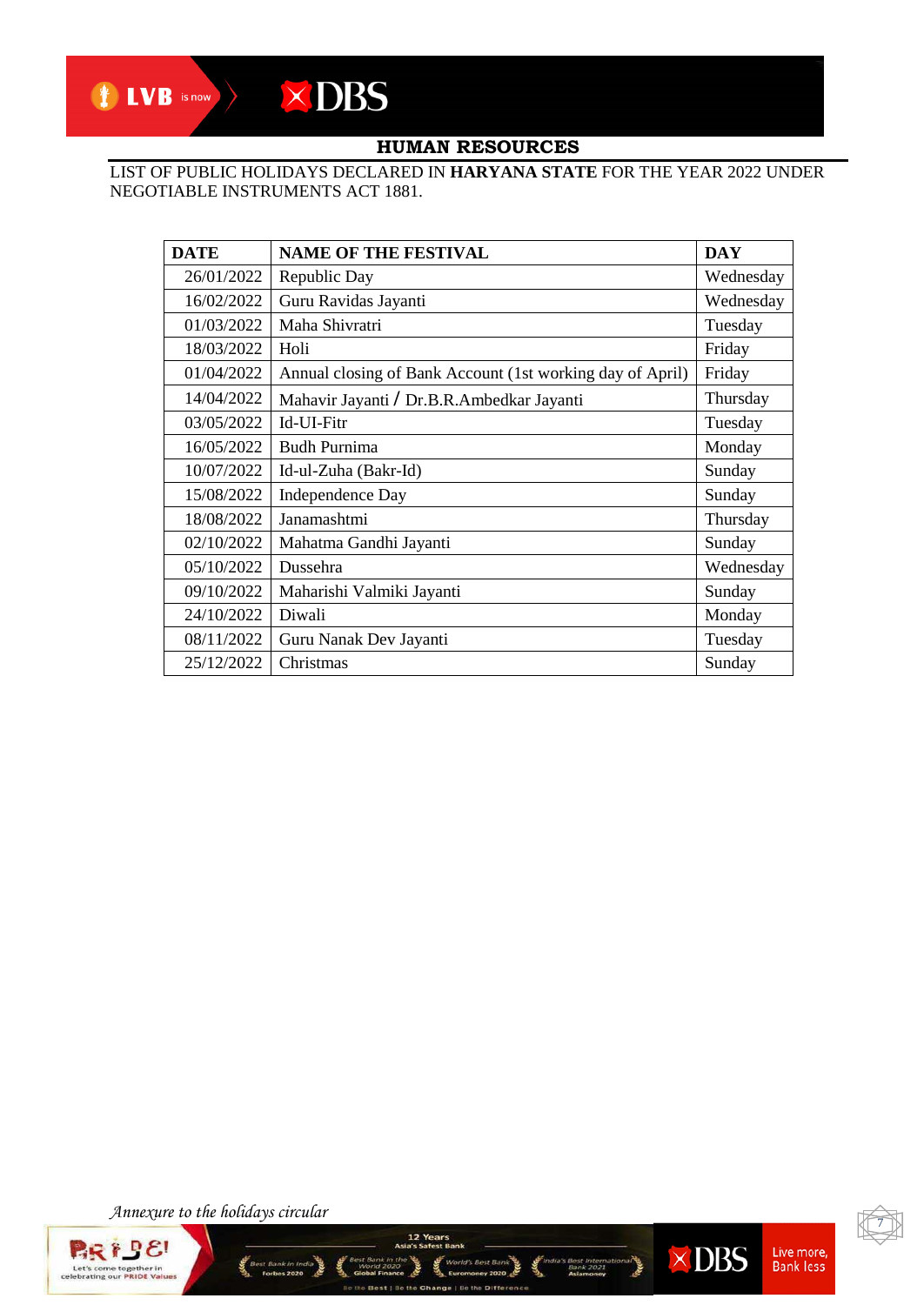## HUMAN RESOURCES

LIST OF PUBLIC HOLIDAYS DECLARED IN **HARYANA STATE** FOR THE YEAR 2022 UNDER NEGOTIABLE INSTRUMENTS ACT 1881.

| DATE | NAME OF THE FESTIVAL | DAY |
|---|---|---|
| 26/01/2022 | Republic Day | Wednesday |
| 16/02/2022 | Guru Ravidas Jayanti | Wednesday |
| 01/03/2022 | Maha Shivratri | Tuesday |
| 18/03/2022 | Holi | Friday |
| 01/04/2022 | Annual closing of Bank Account (1st working day of April) | Friday |
| 14/04/2022 | Mahavir Jayanti / Dr.B.R.Ambedkar Jayanti | Thursday |
| 03/05/2022 | Id-UI-Fitr | Tuesday |
| 16/05/2022 | Budh Purnima | Monday |
| 10/07/2022 | Id-ul-Zuha (Bakr-Id) | Sunday |
| 15/08/2022 | Independence Day | Sunday |
| 18/08/2022 | Janamashtmi | Thursday |
| 02/10/2022 | Mahatma Gandhi Jayanti | Sunday |
| 05/10/2022 | Dussehra | Wednesday |
| 09/10/2022 | Maharishi Valmiki Jayanti | Sunday |
| 24/10/2022 | Diwali | Monday |
| 08/11/2022 | Guru Nanak Dev Jayanti | Tuesday |
| 25/12/2022 | Christmas | Sunday |

*Annexure to the holidays circular*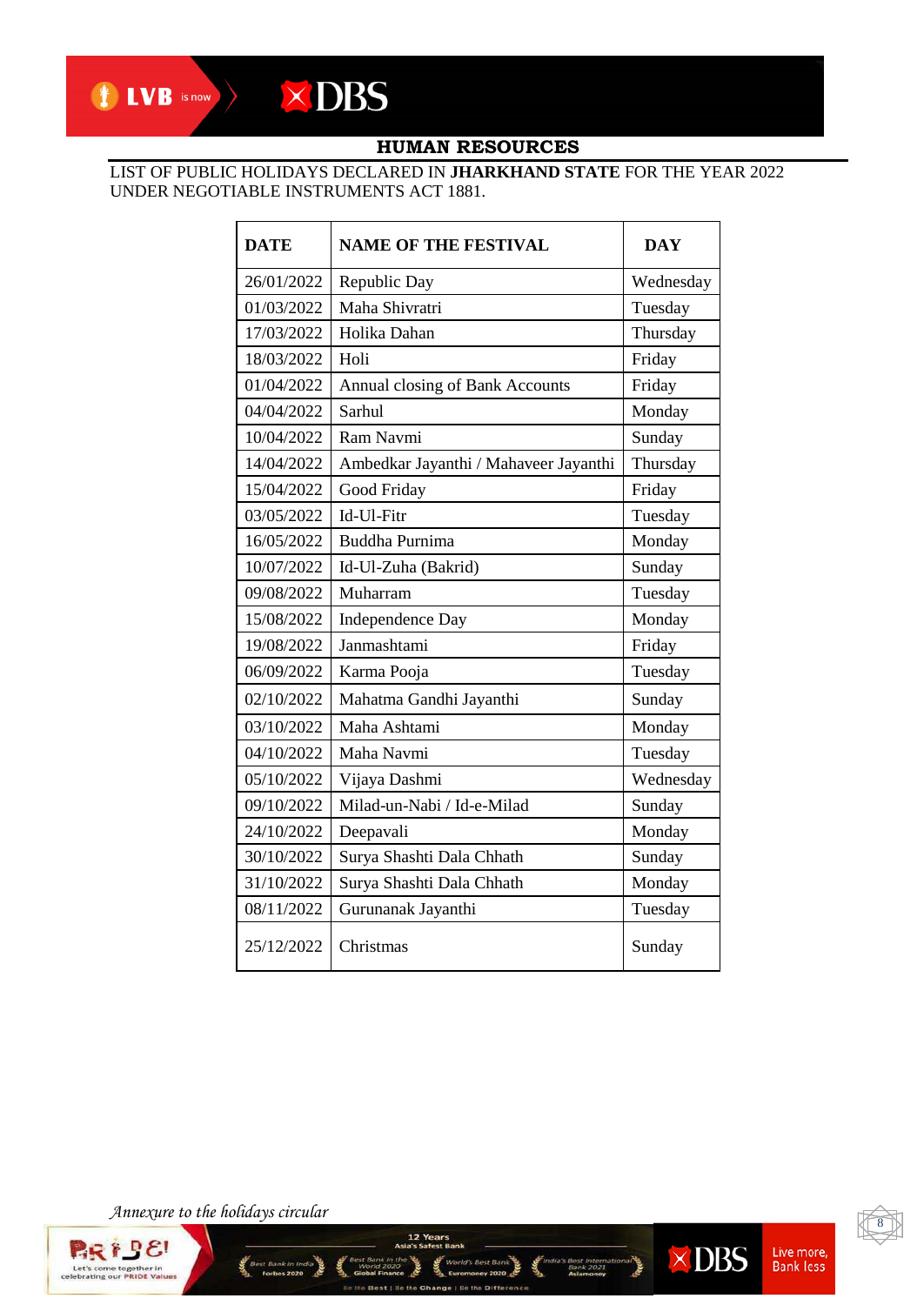## HUMAN RESOURCES

LIST OF PUBLIC HOLIDAYS DECLARED IN **JHARKHAND STATE** FOR THE YEAR 2022 UNDER NEGOTIABLE INSTRUMENTS ACT 1881.

| DATE | NAME OF THE FESTIVAL | DAY |
|---|---|---|
| 26/01/2022 | Republic Day | Wednesday |
| 01/03/2022 | Maha Shivratri | Tuesday |
| 17/03/2022 | Holika Dahan | Thursday |
| 18/03/2022 | Holi | Friday |
| 01/04/2022 | Annual closing of Bank Accounts | Friday |
| 04/04/2022 | Sarhul | Monday |
| 10/04/2022 | Ram Navmi | Sunday |
| 14/04/2022 | Ambedkar Jayanthi / Mahaveer Jayanthi | Thursday |
| 15/04/2022 | Good Friday | Friday |
| 03/05/2022 | Id-Ul-Fitr | Tuesday |
| 16/05/2022 | Buddha Purnima | Monday |
| 10/07/2022 | Id-Ul-Zuha (Bakrid) | Sunday |
| 09/08/2022 | Muharram | Tuesday |
| 15/08/2022 | Independence Day | Monday |
| 19/08/2022 | Janmashtami | Friday |
| 06/09/2022 | Karma Pooja | Tuesday |
| 02/10/2022 | Mahatma Gandhi Jayanthi | Sunday |
| 03/10/2022 | Maha Ashtami | Monday |
| 04/10/2022 | Maha Navmi | Tuesday |
| 05/10/2022 | Vijaya Dashmi | Wednesday |
| 09/10/2022 | Milad-un-Nabi / Id-e-Milad | Sunday |
| 24/10/2022 | Deepavali | Monday |
| 30/10/2022 | Surya Shashti Dala Chhath | Sunday |
| 31/10/2022 | Surya Shashti Dala Chhath | Monday |
| 08/11/2022 | Gurunanak Jayanthi | Tuesday |
| 25/12/2022 | Christmas | Sunday |

*Annexure to the holidays circular*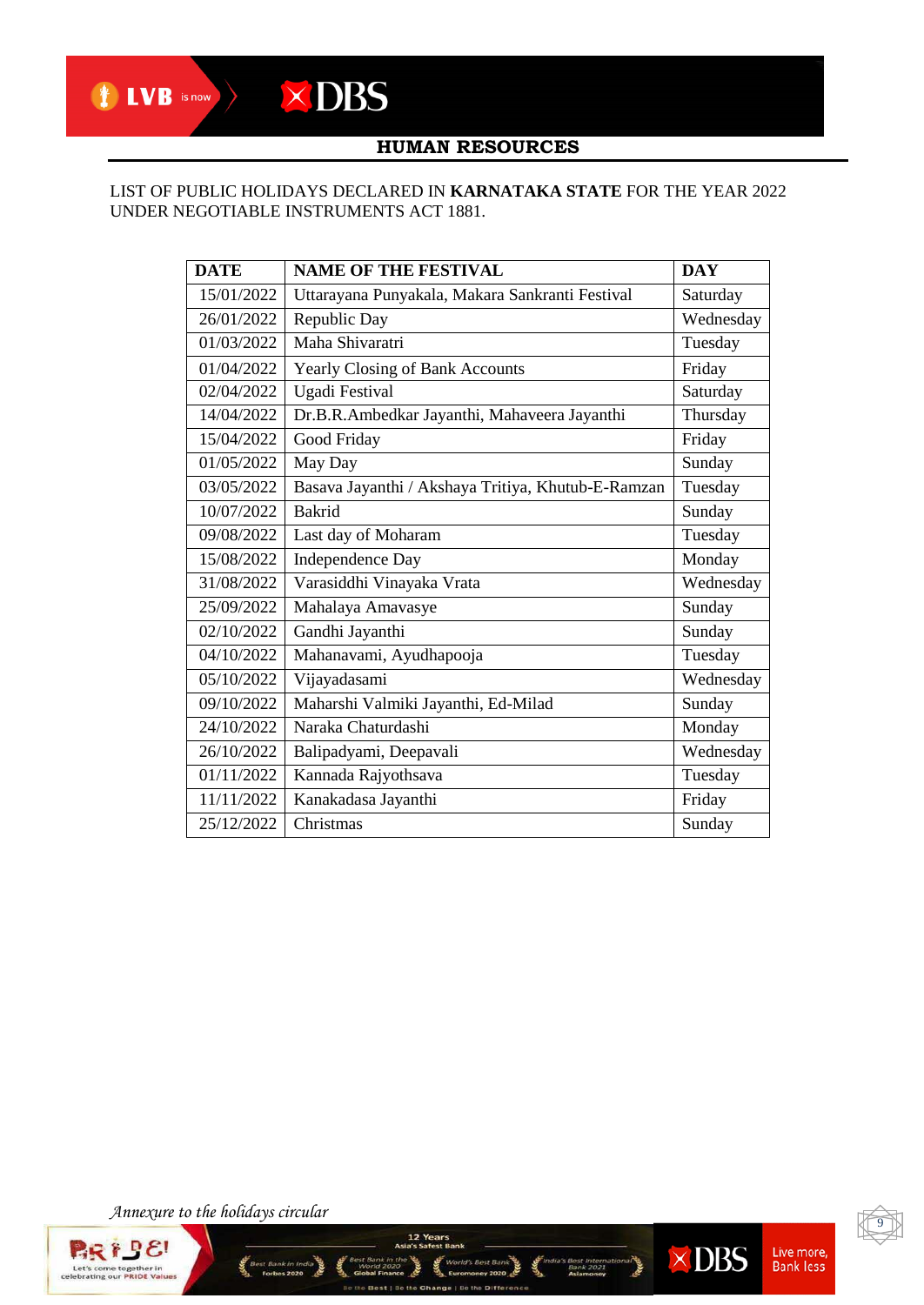**HUMAN RESOURCES**

LIST OF PUBLIC HOLIDAYS DECLARED IN **KARNATAKA STATE** FOR THE YEAR 2022 UNDER NEGOTIABLE INSTRUMENTS ACT 1881.

| DATE | NAME OF THE FESTIVAL | DAY |
|---|---|---|
| 15/01/2022 | Uttarayana Punyakala, Makara Sankranti Festival | Saturday |
| 26/01/2022 | Republic Day | Wednesday |
| 01/03/2022 | Maha Shivaratri | Tuesday |
| 01/04/2022 | Yearly Closing of Bank Accounts | Friday |
| 02/04/2022 | Ugadi Festival | Saturday |
| 14/04/2022 | Dr.B.R.Ambedkar Jayanthi, Mahaveera Jayanthi | Thursday |
| 15/04/2022 | Good Friday | Friday |
| 01/05/2022 | May Day | Sunday |
| 03/05/2022 | Basava Jayanthi / Akshaya Tritiya, Khutub-E-Ramzan | Tuesday |
| 10/07/2022 | Bakrid | Sunday |
| 09/08/2022 | Last day of Moharam | Tuesday |
| 15/08/2022 | Independence Day | Monday |
| 31/08/2022 | Varasiddhi Vinayaka Vrata | Wednesday |
| 25/09/2022 | Mahalaya Amavasye | Sunday |
| 02/10/2022 | Gandhi Jayanthi | Sunday |
| 04/10/2022 | Mahanavami, Ayudhapooja | Tuesday |
| 05/10/2022 | Vijayadasami | Wednesday |
| 09/10/2022 | Maharshi Valmiki Jayanthi, Ed-Milad | Sunday |
| 24/10/2022 | Naraka Chaturdashi | Monday |
| 26/10/2022 | Balipadyami, Deepavali | Wednesday |
| 01/11/2022 | Kannada Rajyothsava | Tuesday |
| 11/11/2022 | Kanakadasa Jayanthi | Friday |
| 25/12/2022 | Christmas | Sunday |

*Annexure to the holidays circular*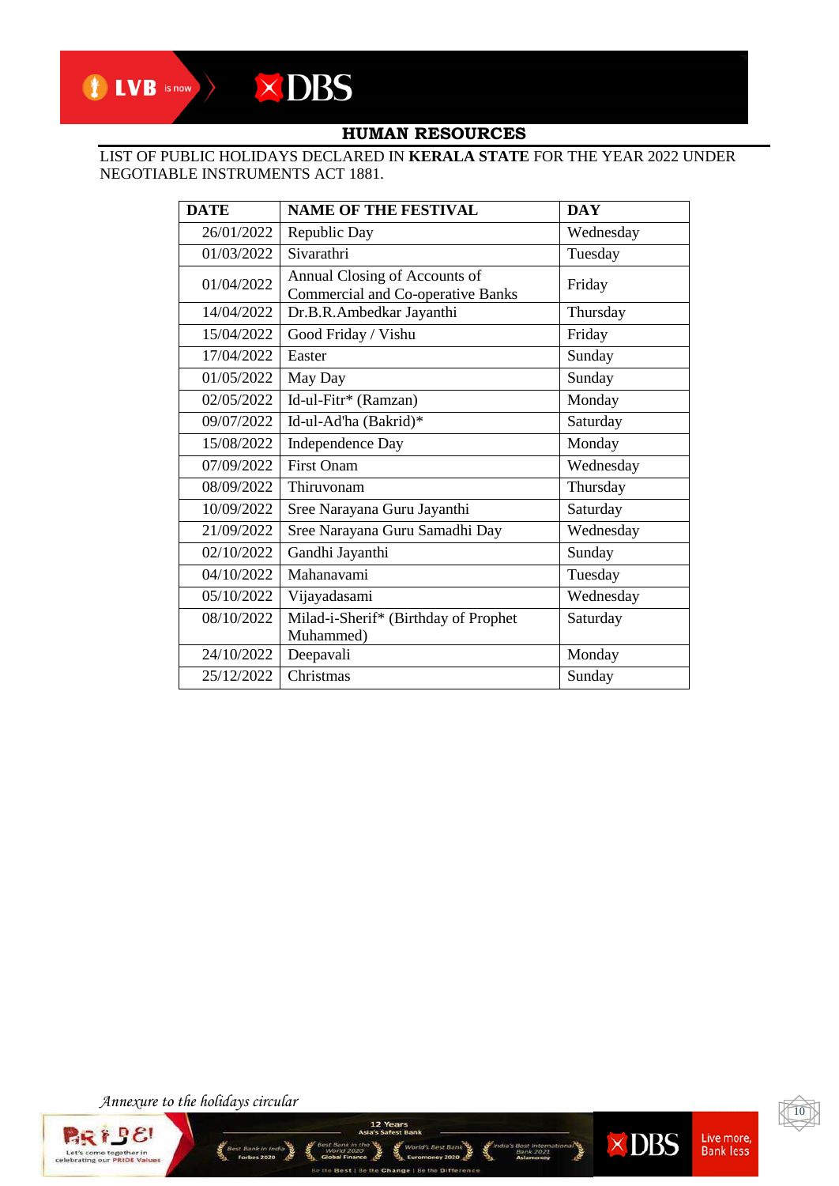## HUMAN RESOURCES

LIST OF PUBLIC HOLIDAYS DECLARED IN **KERALA STATE** FOR THE YEAR 2022 UNDER NEGOTIABLE INSTRUMENTS ACT 1881.

| DATE | NAME OF THE FESTIVAL | DAY |
|---|---|---|
| 26/01/2022 | Republic Day | Wednesday |
| 01/03/2022 | Sivarathri | Tuesday |
| 01/04/2022 | Annual Closing of Accounts of Commercial and Co-operative Banks | Friday |
| 14/04/2022 | Dr.B.R.Ambedkar Jayanthi | Thursday |
| 15/04/2022 | Good Friday / Vishu | Friday |
| 17/04/2022 | Easter | Sunday |
| 01/05/2022 | May Day | Sunday |
| 02/05/2022 | Id-ul-Fitr* (Ramzan) | Monday |
| 09/07/2022 | Id-ul-Ad'ha (Bakrid)* | Saturday |
| 15/08/2022 | Independence Day | Monday |
| 07/09/2022 | First Onam | Wednesday |
| 08/09/2022 | Thiruvonam | Thursday |
| 10/09/2022 | Sree Narayana Guru Jayanthi | Saturday |
| 21/09/2022 | Sree Narayana Guru Samadhi Day | Wednesday |
| 02/10/2022 | Gandhi Jayanthi | Sunday |
| 04/10/2022 | Mahanavami | Tuesday |
| 05/10/2022 | Vijayadasami | Wednesday |
| 08/10/2022 | Milad-i-Sherif* (Birthday of Prophet Muhammed) | Saturday |
| 24/10/2022 | Deepavali | Monday |
| 25/12/2022 | Christmas | Sunday |

*Annexure to the holidays circular*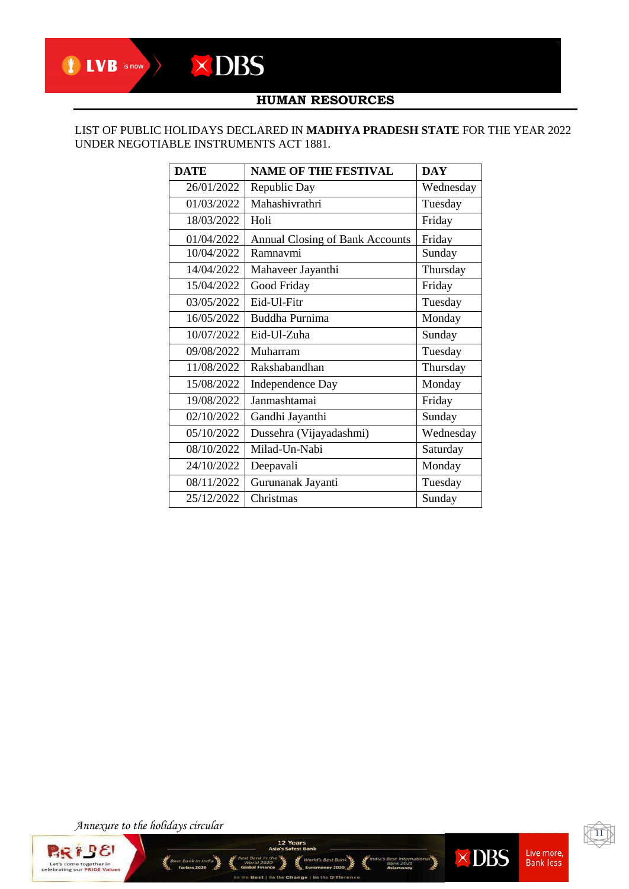## HUMAN RESOURCES

LIST OF PUBLIC HOLIDAYS DECLARED IN **MADHYA PRADESH STATE** FOR THE YEAR 2022 UNDER NEGOTIABLE INSTRUMENTS ACT 1881.

| DATE | NAME OF THE FESTIVAL | DAY |
|---|---|---|
| 26/01/2022 | Republic Day | Wednesday |
| 01/03/2022 | Mahashivrathri | Tuesday |
| 18/03/2022 | Holi | Friday |
| 01/04/2022 | Annual Closing of Bank Accounts | Friday |
| 10/04/2022 | Ramnavmi | Sunday |
| 14/04/2022 | Mahaveer Jayanthi | Thursday |
| 15/04/2022 | Good Friday | Friday |
| 03/05/2022 | Eid-Ul-Fitr | Tuesday |
| 16/05/2022 | Buddha Purnima | Monday |
| 10/07/2022 | Eid-Ul-Zuha | Sunday |
| 09/08/2022 | Muharram | Tuesday |
| 11/08/2022 | Rakshabandhan | Thursday |
| 15/08/2022 | Independence Day | Monday |
| 19/08/2022 | Janmashtamai | Friday |
| 02/10/2022 | Gandhi Jayanthi | Sunday |
| 05/10/2022 | Dussehra (Vijayadashmi) | Wednesday |
| 08/10/2022 | Milad-Un-Nabi | Saturday |
| 24/10/2022 | Deepavali | Monday |
| 08/11/2022 | Gurunanak Jayanti | Tuesday |
| 25/12/2022 | Christmas | Sunday |

*Annexure to the holidays circular*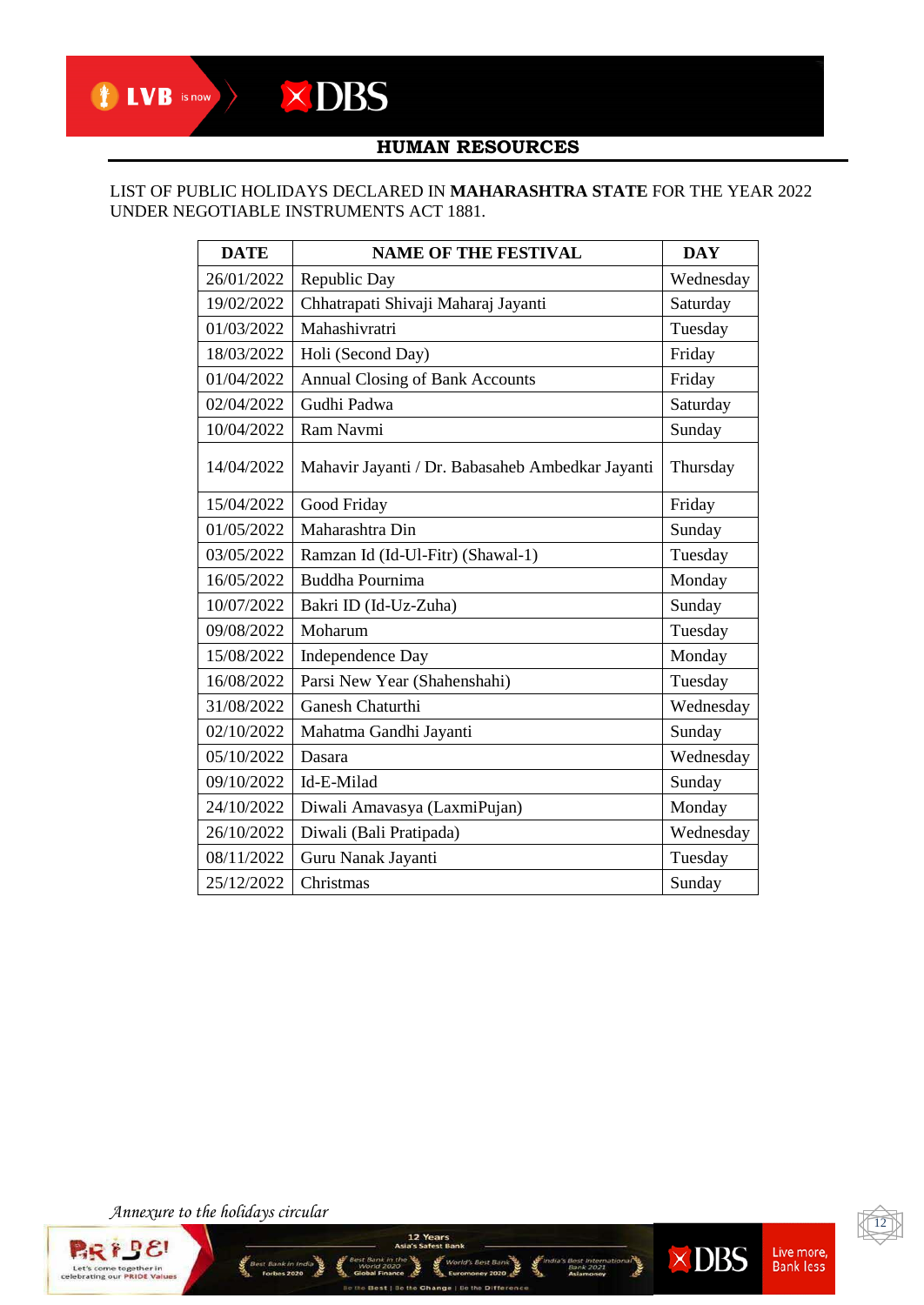## HUMAN RESOURCES

LIST OF PUBLIC HOLIDAYS DECLARED IN **MAHARASHTRA STATE** FOR THE YEAR 2022 UNDER NEGOTIABLE INSTRUMENTS ACT 1881.

| DATE | NAME OF THE FESTIVAL | DAY |
|---|---|---|
| 26/01/2022 | Republic Day | Wednesday |
| 19/02/2022 | Chhatrapati Shivaji Maharaj Jayanti | Saturday |
| 01/03/2022 | Mahashivratri | Tuesday |
| 18/03/2022 | Holi (Second Day) | Friday |
| 01/04/2022 | Annual Closing of Bank Accounts | Friday |
| 02/04/2022 | Gudhi Padwa | Saturday |
| 10/04/2022 | Ram Navmi | Sunday |
| 14/04/2022 | Mahavir Jayanti / Dr. Babasaheb Ambedkar Jayanti | Thursday |
| 15/04/2022 | Good Friday | Friday |
| 01/05/2022 | Maharashtra Din | Sunday |
| 03/05/2022 | Ramzan Id (Id-Ul-Fitr) (Shawal-1) | Tuesday |
| 16/05/2022 | Buddha Pournima | Monday |
| 10/07/2022 | Bakri ID (Id-Uz-Zuha) | Sunday |
| 09/08/2022 | Moharum | Tuesday |
| 15/08/2022 | Independence Day | Monday |
| 16/08/2022 | Parsi New Year (Shahenshahi) | Tuesday |
| 31/08/2022 | Ganesh Chaturthi | Wednesday |
| 02/10/2022 | Mahatma Gandhi Jayanti | Sunday |
| 05/10/2022 | Dasara | Wednesday |
| 09/10/2022 | Id-E-Milad | Sunday |
| 24/10/2022 | Diwali Amavasya (LaxmiPujan) | Monday |
| 26/10/2022 | Diwali (Bali Pratipada) | Wednesday |
| 08/11/2022 | Guru Nanak Jayanti | Tuesday |
| 25/12/2022 | Christmas | Sunday |

*Annexure to the holidays circular*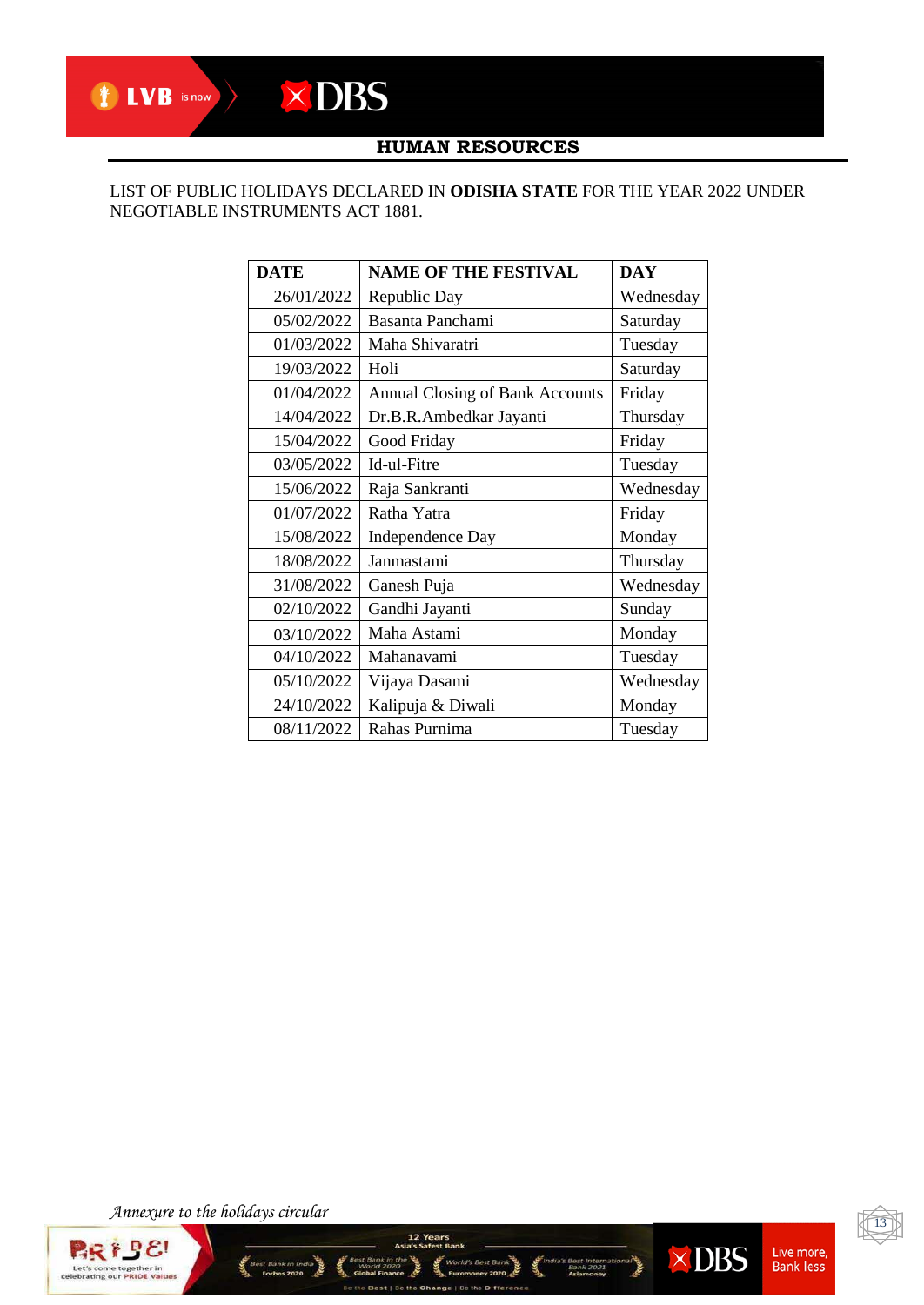## HUMAN RESOURCES

LIST OF PUBLIC HOLIDAYS DECLARED IN **ODISHA STATE** FOR THE YEAR 2022 UNDER NEGOTIABLE INSTRUMENTS ACT 1881.

| DATE | NAME OF THE FESTIVAL | DAY |
|---|---|---|
| 26/01/2022 | Republic Day | Wednesday |
| 05/02/2022 | Basanta Panchami | Saturday |
| 01/03/2022 | Maha Shivaratri | Tuesday |
| 19/03/2022 | Holi | Saturday |
| 01/04/2022 | Annual Closing of Bank Accounts | Friday |
| 14/04/2022 | Dr.B.R.Ambedkar Jayanti | Thursday |
| 15/04/2022 | Good Friday | Friday |
| 03/05/2022 | Id-ul-Fitre | Tuesday |
| 15/06/2022 | Raja Sankranti | Wednesday |
| 01/07/2022 | Ratha Yatra | Friday |
| 15/08/2022 | Independence Day | Monday |
| 18/08/2022 | Janmastami | Thursday |
| 31/08/2022 | Ganesh Puja | Wednesday |
| 02/10/2022 | Gandhi Jayanti | Sunday |
| 03/10/2022 | Maha Astami | Monday |
| 04/10/2022 | Mahanavami | Tuesday |
| 05/10/2022 | Vijaya Dasami | Wednesday |
| 24/10/2022 | Kalipuja & Diwali | Monday |
| 08/11/2022 | Rahas Purnima | Tuesday |

*Annexure to the holidays circular*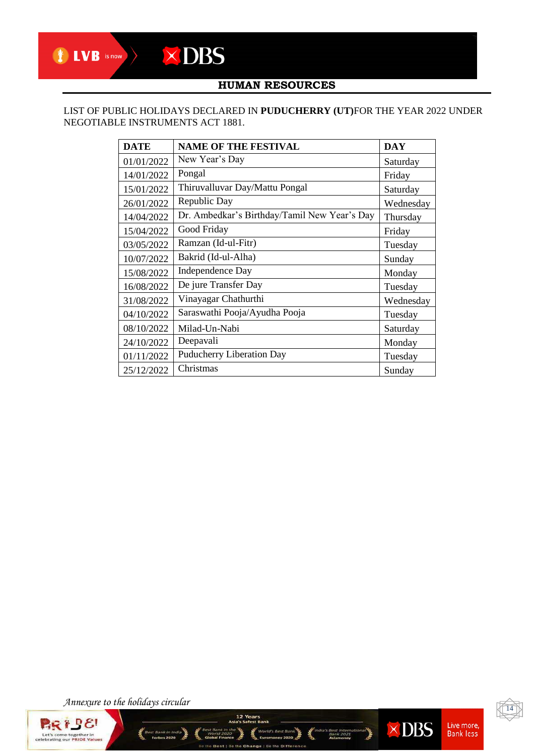## HUMAN RESOURCES

LIST OF PUBLIC HOLIDAYS DECLARED IN **PUDUCHERRY (UT)** FOR THE YEAR 2022 UNDER NEGOTIABLE INSTRUMENTS ACT 1881.

| DATE | NAME OF THE FESTIVAL | DAY |
|---|---|---|
| 01/01/2022 | New Year's Day | Saturday |
| 14/01/2022 | Pongal | Friday |
| 15/01/2022 | Thiruvalluvar Day/Mattu Pongal | Saturday |
| 26/01/2022 | Republic Day | Wednesday |
| 14/04/2022 | Dr. Ambedkar's Birthday/Tamil New Year's Day | Thursday |
| 15/04/2022 | Good Friday | Friday |
| 03/05/2022 | Ramzan (Id-ul-Fitr) | Tuesday |
| 10/07/2022 | Bakrid (Id-ul-Alha) | Sunday |
| 15/08/2022 | Independence Day | Monday |
| 16/08/2022 | De jure Transfer Day | Tuesday |
| 31/08/2022 | Vinayagar Chathurthi | Wednesday |
| 04/10/2022 | Saraswathi Pooja/Ayudha Pooja | Tuesday |
| 08/10/2022 | Milad-Un-Nabi | Saturday |
| 24/10/2022 | Deepavali | Monday |
| 01/11/2022 | Puducherry Liberation Day | Tuesday |
| 25/12/2022 | Christmas | Sunday |

*Annexure to the holidays circular*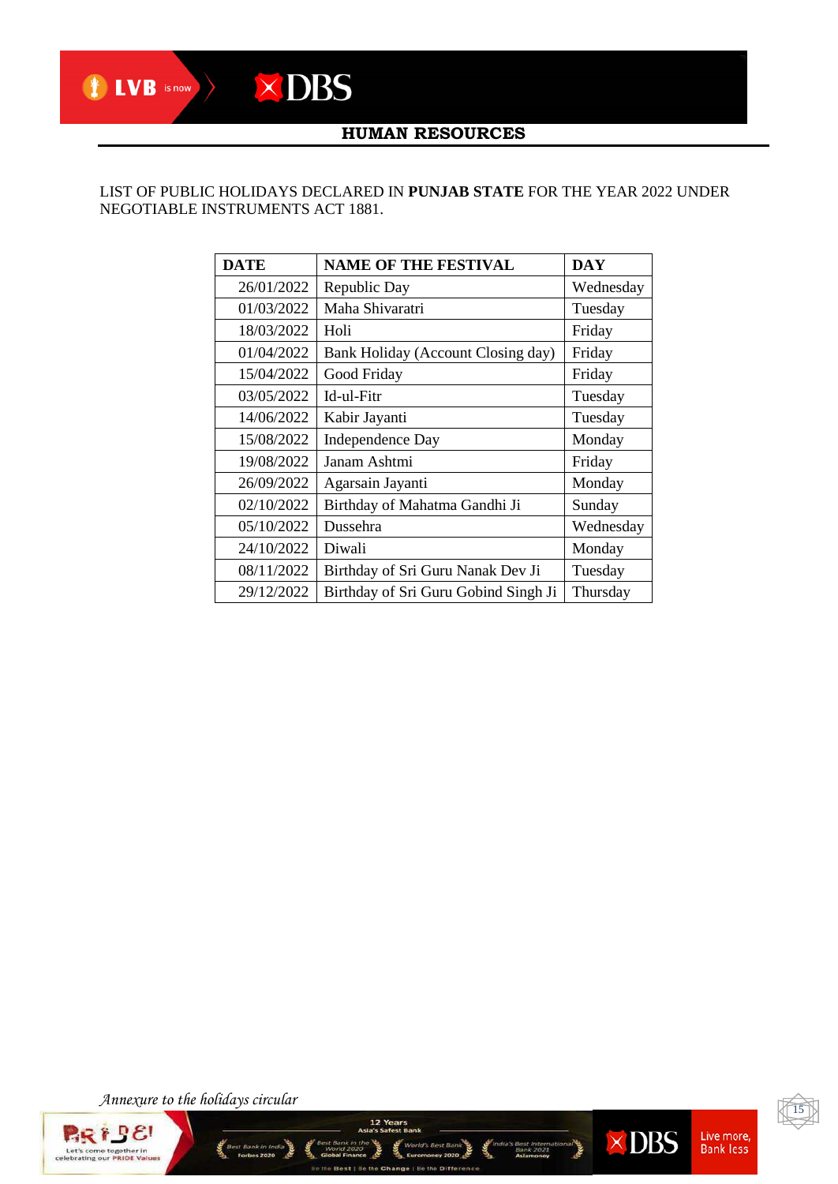LIST OF PUBLIC HOLIDAYS DECLARED IN **PUNJAB STATE** FOR THE YEAR 2022 UNDER NEGOTIABLE INSTRUMENTS ACT 1881.

| DATE | NAME OF THE FESTIVAL | DAY |
|---|---|---|
| 26/01/2022 | Republic Day | Wednesday |
| 01/03/2022 | Maha Shivaratri | Tuesday |
| 18/03/2022 | Holi | Friday |
| 01/04/2022 | Bank Holiday (Account Closing day) | Friday |
| 15/04/2022 | Good Friday | Friday |
| 03/05/2022 | Id-ul-Fitr | Tuesday |
| 14/06/2022 | Kabir Jayanti | Tuesday |
| 15/08/2022 | Independence Day | Monday |
| 19/08/2022 | Janam Ashtmi | Friday |
| 26/09/2022 | Agarsain Jayanti | Monday |
| 02/10/2022 | Birthday of Mahatma Gandhi Ji | Sunday |
| 05/10/2022 | Dussehra | Wednesday |
| 24/10/2022 | Diwali | Monday |
| 08/11/2022 | Birthday of Sri Guru Nanak Dev Ji | Tuesday |
| 29/12/2022 | Birthday of Sri Guru Gobind Singh Ji | Thursday |

*Annexure to the holidays circular*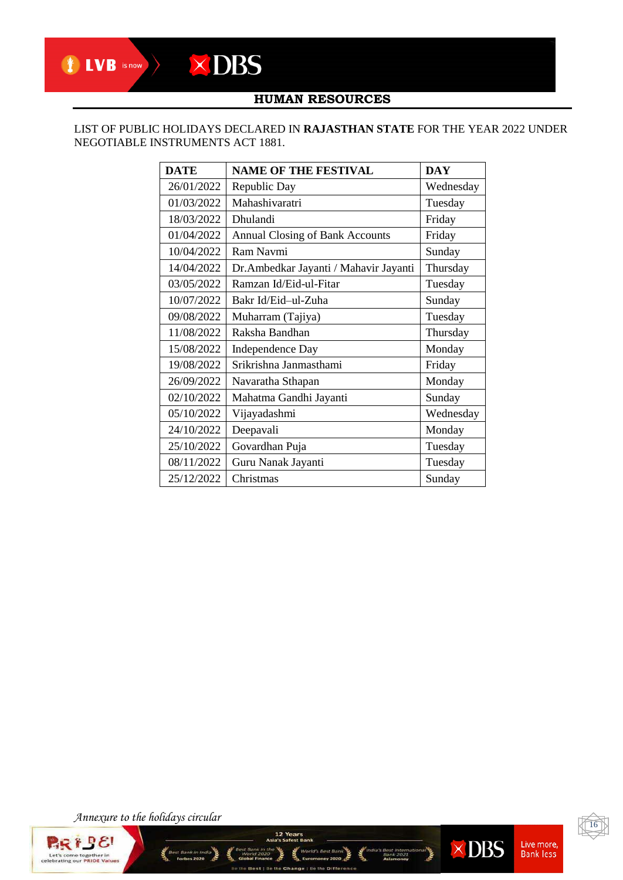## HUMAN RESOURCES

LIST OF PUBLIC HOLIDAYS DECLARED IN **RAJASTHAN STATE** FOR THE YEAR 2022 UNDER NEGOTIABLE INSTRUMENTS ACT 1881.

| DATE | NAME OF THE FESTIVAL | DAY |
|---|---|---|
| 26/01/2022 | Republic Day | Wednesday |
| 01/03/2022 | Mahashivaratri | Tuesday |
| 18/03/2022 | Dhulandi | Friday |
| 01/04/2022 | Annual Closing of Bank Accounts | Friday |
| 10/04/2022 | Ram Navmi | Sunday |
| 14/04/2022 | Dr.Ambedkar Jayanti / Mahavir Jayanti | Thursday |
| 03/05/2022 | Ramzan Id/Eid-ul-Fitar | Tuesday |
| 10/07/2022 | Bakr Id/Eid–ul-Zuha | Sunday |
| 09/08/2022 | Muharram (Tajiya) | Tuesday |
| 11/08/2022 | Raksha Bandhan | Thursday |
| 15/08/2022 | Independence Day | Monday |
| 19/08/2022 | Srikrishna Janmasthami | Friday |
| 26/09/2022 | Navaratha Sthapan | Monday |
| 02/10/2022 | Mahatma Gandhi Jayanti | Sunday |
| 05/10/2022 | Vijayadashmi | Wednesday |
| 24/10/2022 | Deepavali | Monday |
| 25/10/2022 | Govardhan Puja | Tuesday |
| 08/11/2022 | Guru Nanak Jayanti | Tuesday |
| 25/12/2022 | Christmas | Sunday |

*Annexure to the holidays circular*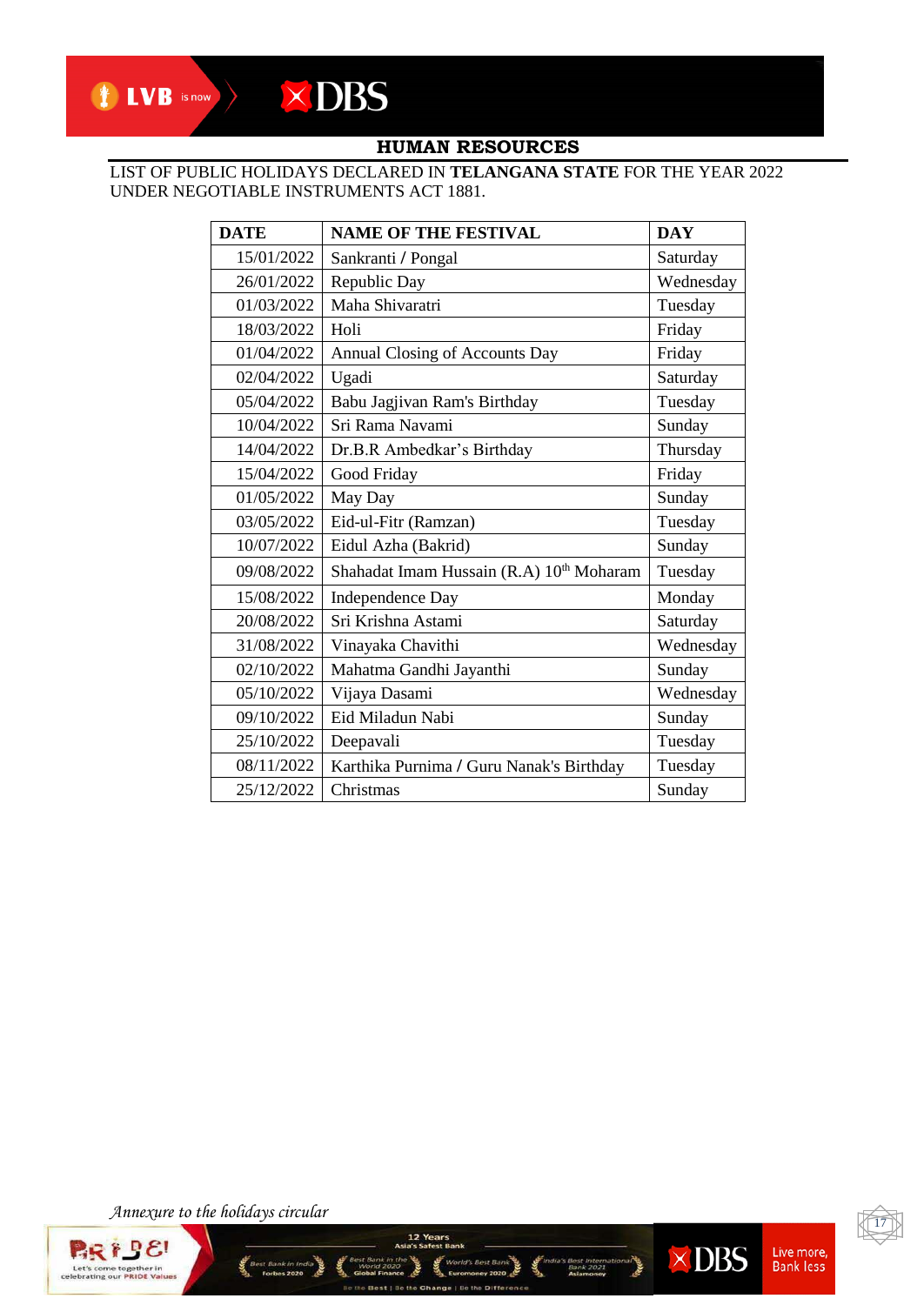## HUMAN RESOURCES

LIST OF PUBLIC HOLIDAYS DECLARED IN **TELANGANA STATE** FOR THE YEAR 2022 UNDER NEGOTIABLE INSTRUMENTS ACT 1881.

| DATE | NAME OF THE FESTIVAL | DAY |
|---|---|---|
| 15/01/2022 | Sankranti / Pongal | Saturday |
| 26/01/2022 | Republic Day | Wednesday |
| 01/03/2022 | Maha Shivaratri | Tuesday |
| 18/03/2022 | Holi | Friday |
| 01/04/2022 | Annual Closing of Accounts Day | Friday |
| 02/04/2022 | Ugadi | Saturday |
| 05/04/2022 | Babu Jagjivan Ram's Birthday | Tuesday |
| 10/04/2022 | Sri Rama Navami | Sunday |
| 14/04/2022 | Dr.B.R Ambedkar's Birthday | Thursday |
| 15/04/2022 | Good Friday | Friday |
| 01/05/2022 | May Day | Sunday |
| 03/05/2022 | Eid-ul-Fitr (Ramzan) | Tuesday |
| 10/07/2022 | Eidul Azha (Bakrid) | Sunday |
| 09/08/2022 | Shahadat Imam Hussain (R.A) 10th Moharam | Tuesday |
| 15/08/2022 | Independence Day | Monday |
| 20/08/2022 | Sri Krishna Astami | Saturday |
| 31/08/2022 | Vinayaka Chavithi | Wednesday |
| 02/10/2022 | Mahatma Gandhi Jayanthi | Sunday |
| 05/10/2022 | Vijaya Dasami | Wednesday |
| 09/10/2022 | Eid Miladun Nabi | Sunday |
| 25/10/2022 | Deepavali | Tuesday |
| 08/11/2022 | Karthika Purnima / Guru Nanak's Birthday | Tuesday |
| 25/12/2022 | Christmas | Sunday |

*Annexure to the holidays circular*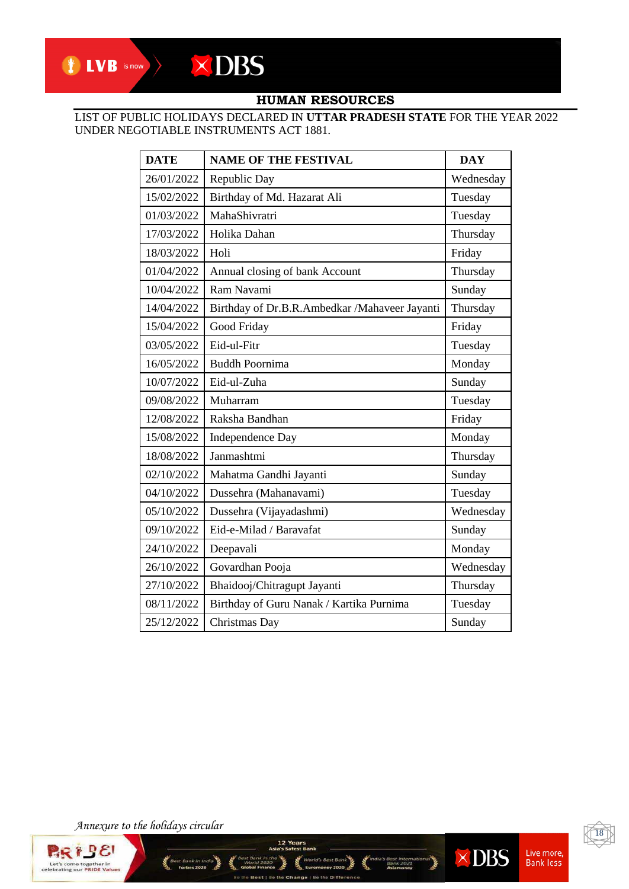## HUMAN RESOURCES

LIST OF PUBLIC HOLIDAYS DECLARED IN **UTTAR PRADESH STATE** FOR THE YEAR 2022 UNDER NEGOTIABLE INSTRUMENTS ACT 1881.

| DATE | NAME OF THE FESTIVAL | DAY |
|---|---|---|
| 26/01/2022 | Republic Day | Wednesday |
| 15/02/2022 | Birthday of Md. Hazarat Ali | Tuesday |
| 01/03/2022 | MahaShivratri | Tuesday |
| 17/03/2022 | Holika Dahan | Thursday |
| 18/03/2022 | Holi | Friday |
| 01/04/2022 | Annual closing of bank Account | Thursday |
| 10/04/2022 | Ram Navami | Sunday |
| 14/04/2022 | Birthday of Dr.B.R.Ambedkar /Mahaveer Jayanti | Thursday |
| 15/04/2022 | Good Friday | Friday |
| 03/05/2022 | Eid-ul-Fitr | Tuesday |
| 16/05/2022 | Buddh Poornima | Monday |
| 10/07/2022 | Eid-ul-Zuha | Sunday |
| 09/08/2022 | Muharram | Tuesday |
| 12/08/2022 | Raksha Bandhan | Friday |
| 15/08/2022 | Independence Day | Monday |
| 18/08/2022 | Janmashtmi | Thursday |
| 02/10/2022 | Mahatma Gandhi Jayanti | Sunday |
| 04/10/2022 | Dussehra (Mahanavami) | Tuesday |
| 05/10/2022 | Dussehra (Vijayadashmi) | Wednesday |
| 09/10/2022 | Eid-e-Milad / Baravafat | Sunday |
| 24/10/2022 | Deepavali | Monday |
| 26/10/2022 | Govardhan Pooja | Wednesday |
| 27/10/2022 | Bhaidooj/Chitragupt Jayanti | Thursday |
| 08/11/2022 | Birthday of Guru Nanak / Kartika Purnima | Tuesday |
| 25/12/2022 | Christmas Day | Sunday |

*Annexure to the holidays circular*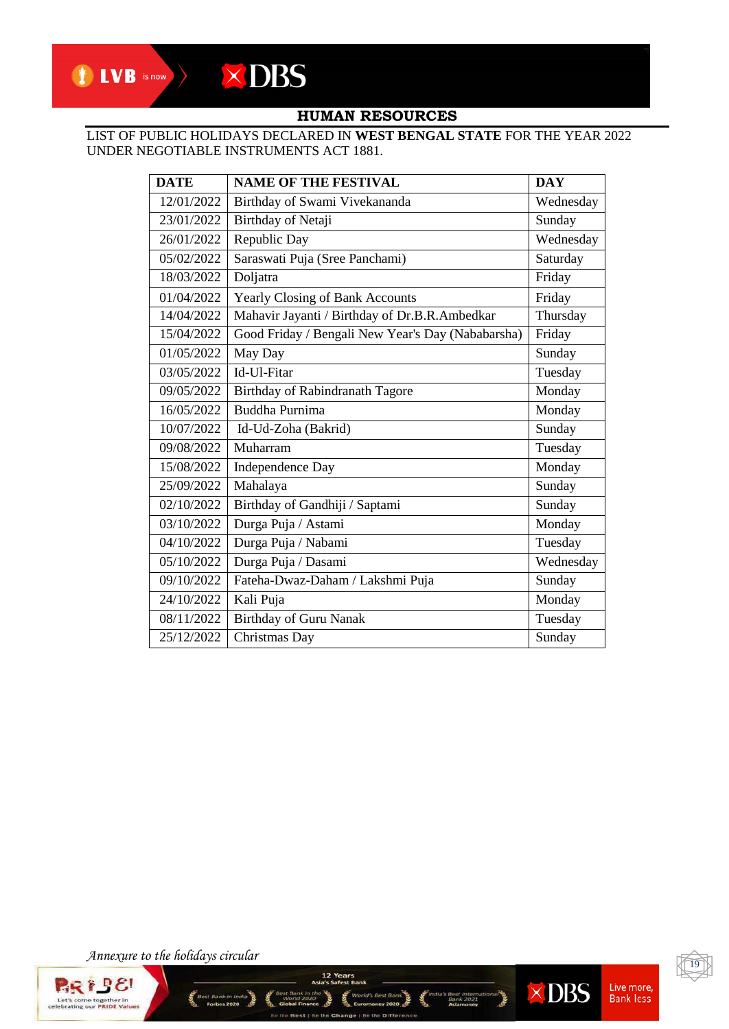## HUMAN RESOURCES

LIST OF PUBLIC HOLIDAYS DECLARED IN **WEST BENGAL STATE** FOR THE YEAR 2022 UNDER NEGOTIABLE INSTRUMENTS ACT 1881.

| DATE | NAME OF THE FESTIVAL | DAY |
|---|---|---|
| 12/01/2022 | Birthday of Swami Vivekananda | Wednesday |
| 23/01/2022 | Birthday of Netaji | Sunday |
| 26/01/2022 | Republic Day | Wednesday |
| 05/02/2022 | Saraswati Puja (Sree Panchami) | Saturday |
| 18/03/2022 | Doljatra | Friday |
| 01/04/2022 | Yearly Closing of Bank Accounts | Friday |
| 14/04/2022 | Mahavir Jayanti / Birthday of Dr.B.R.Ambedkar | Thursday |
| 15/04/2022 | Good Friday / Bengali New Year's Day (Nababarsha) | Friday |
| 01/05/2022 | May Day | Sunday |
| 03/05/2022 | Id-Ul-Fitar | Tuesday |
| 09/05/2022 | Birthday of Rabindranath Tagore | Monday |
| 16/05/2022 | Buddha Purnima | Monday |
| 10/07/2022 | Id-Ud-Zoha (Bakrid) | Sunday |
| 09/08/2022 | Muharram | Tuesday |
| 15/08/2022 | Independence Day | Monday |
| 25/09/2022 | Mahalaya | Sunday |
| 02/10/2022 | Birthday of Gandhiji / Saptami | Sunday |
| 03/10/2022 | Durga Puja / Astami | Monday |
| 04/10/2022 | Durga Puja / Nabami | Tuesday |
| 05/10/2022 | Durga Puja / Dasami | Wednesday |
| 09/10/2022 | Fateha-Dwaz-Daham / Lakshmi Puja | Sunday |
| 24/10/2022 | Kali Puja | Monday |
| 08/11/2022 | Birthday of Guru Nanak | Tuesday |
| 25/12/2022 | Christmas Day | Sunday |

*Annexure to the holidays circular*